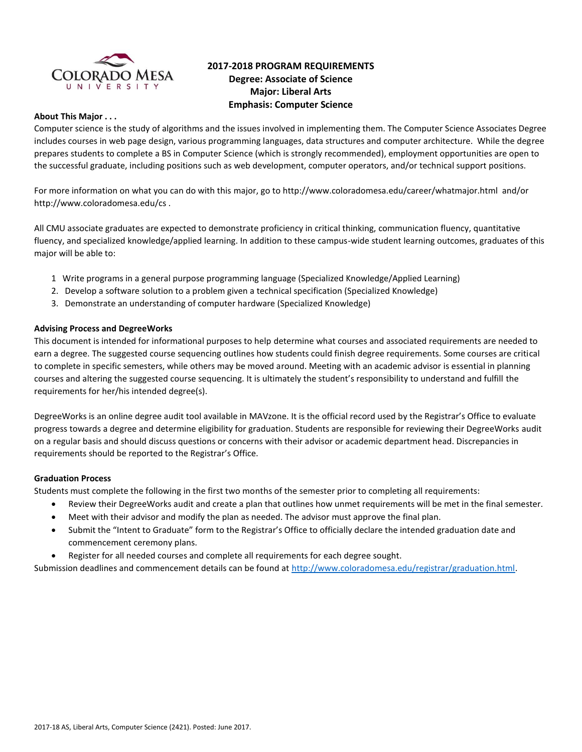# 2017-2018 PROGRAM REQUIREMENTS
## Degree: Associate of Science
## Major: Liberal Arts
## Emphasis: Computer Science

**About This Major . . .**

Computer science is the study of algorithms and the issues involved in implementing them. The Computer Science Associates Degree includes courses in web page design, various programming languages, data structures and computer architecture. While the degree prepares students to complete a BS in Computer Science (which is strongly recommended), employment opportunities are open to the successful graduate, including positions such as web development, computer operators, and/or technical support positions.

For more information on what you can do with this major, go to http://www.coloradomesa.edu/career/whatmajor.html and/or http://www.coloradomesa.edu/cs .

All CMU associate graduates are expected to demonstrate proficiency in critical thinking, communication fluency, quantitative fluency, and specialized knowledge/applied learning. In addition to these campus-wide student learning outcomes, graduates of this major will be able to:

1. Write programs in a general purpose programming language (Specialized Knowledge/Applied Learning)
2. Develop a software solution to a problem given a technical specification (Specialized Knowledge)
3. Demonstrate an understanding of computer hardware (Specialized Knowledge)

**Advising Process and DegreeWorks**

This document is intended for informational purposes to help determine what courses and associated requirements are needed to earn a degree. The suggested course sequencing outlines how students could finish degree requirements. Some courses are critical to complete in specific semesters, while others may be moved around. Meeting with an academic advisor is essential in planning courses and altering the suggested course sequencing. It is ultimately the student's responsibility to understand and fulfill the requirements for her/his intended degree(s).

DegreeWorks is an online degree audit tool available in MAVzone. It is the official record used by the Registrar's Office to evaluate progress towards a degree and determine eligibility for graduation. Students are responsible for reviewing their DegreeWorks audit on a regular basis and should discuss questions or concerns with their advisor or academic department head. Discrepancies in requirements should be reported to the Registrar's Office.

**Graduation Process**

Students must complete the following in the first two months of the semester prior to completing all requirements:

- Review their DegreeWorks audit and create a plan that outlines how unmet requirements will be met in the final semester.
- Meet with their advisor and modify the plan as needed. The advisor must approve the final plan.
- Submit the "Intent to Graduate" form to the Registrar's Office to officially declare the intended graduation date and commencement ceremony plans.
- Register for all needed courses and complete all requirements for each degree sought.

Submission deadlines and commencement details can be found at http://www.coloradomesa.edu/registrar/graduation.html.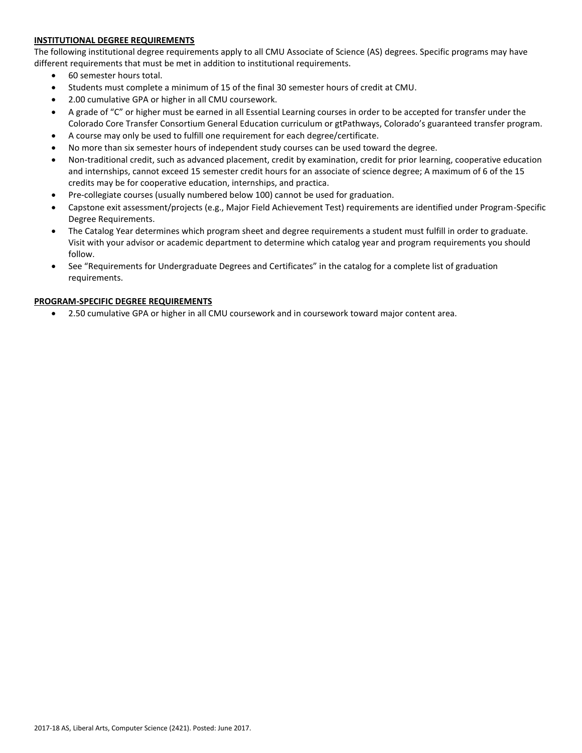## INSTITUTIONAL DEGREE REQUIREMENTS

The following institutional degree requirements apply to all CMU Associate of Science (AS) degrees. Specific programs may have different requirements that must be met in addition to institutional requirements.

- 60 semester hours total.
- Students must complete a minimum of 15 of the final 30 semester hours of credit at CMU.
- 2.00 cumulative GPA or higher in all CMU coursework.
- A grade of "C" or higher must be earned in all Essential Learning courses in order to be accepted for transfer under the Colorado Core Transfer Consortium General Education curriculum or gtPathways, Colorado's guaranteed transfer program.
- A course may only be used to fulfill one requirement for each degree/certificate.
- No more than six semester hours of independent study courses can be used toward the degree.
- Non-traditional credit, such as advanced placement, credit by examination, credit for prior learning, cooperative education and internships, cannot exceed 15 semester credit hours for an associate of science degree; A maximum of 6 of the 15 credits may be for cooperative education, internships, and practica.
- Pre-collegiate courses (usually numbered below 100) cannot be used for graduation.
- Capstone exit assessment/projects (e.g., Major Field Achievement Test) requirements are identified under Program-Specific Degree Requirements.
- The Catalog Year determines which program sheet and degree requirements a student must fulfill in order to graduate. Visit with your advisor or academic department to determine which catalog year and program requirements you should follow.
- See "Requirements for Undergraduate Degrees and Certificates" in the catalog for a complete list of graduation requirements.

## PROGRAM-SPECIFIC DEGREE REQUIREMENTS

- 2.50 cumulative GPA or higher in all CMU coursework and in coursework toward major content area.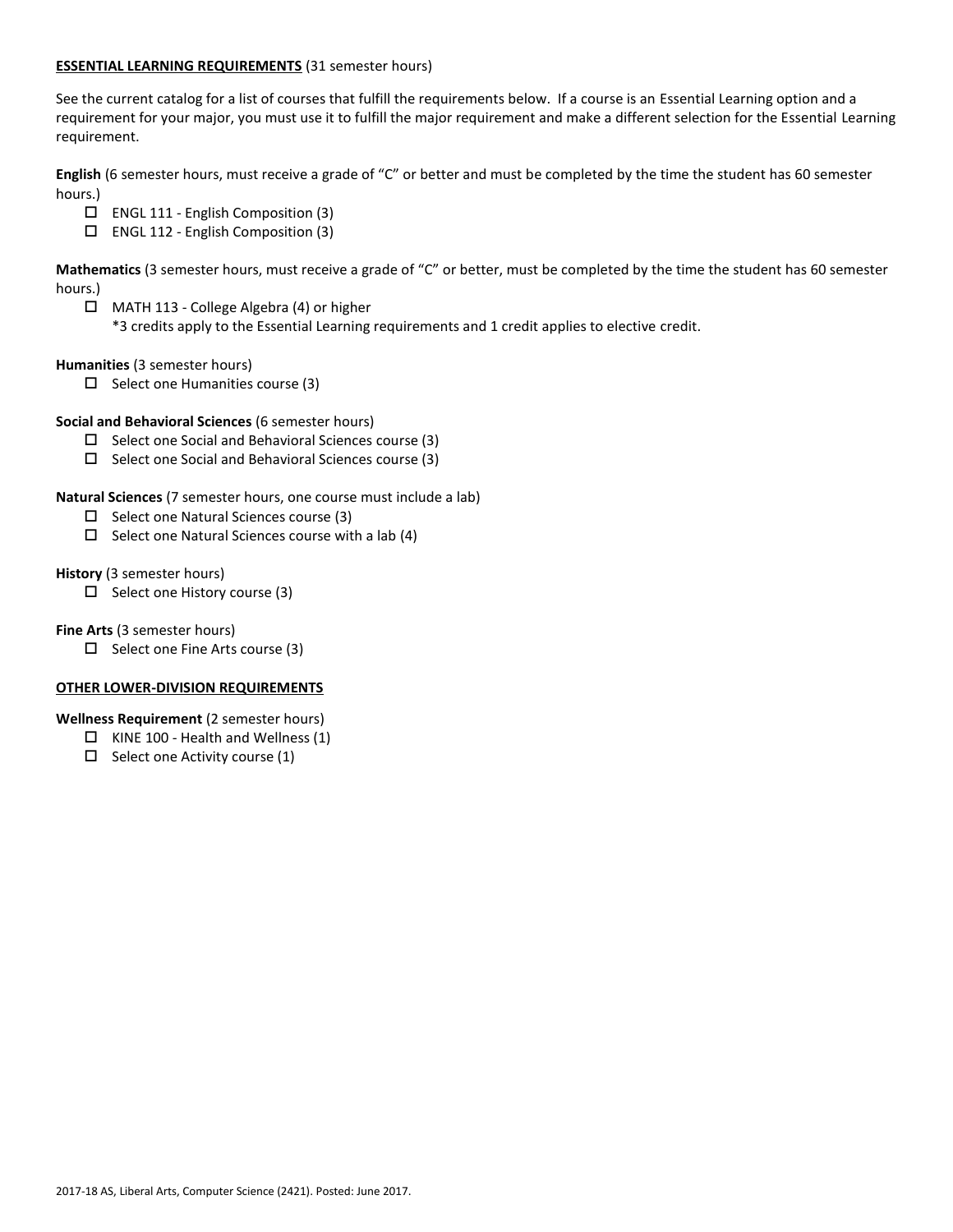**ESSENTIAL LEARNING REQUIREMENTS** (31 semester hours)

See the current catalog for a list of courses that fulfill the requirements below. If a course is an Essential Learning option and a requirement for your major, you must use it to fulfill the major requirement and make a different selection for the Essential Learning requirement.

**English** (6 semester hours, must receive a grade of "C" or better and must be completed by the time the student has 60 semester hours.)

- ☐ ENGL 111 - English Composition (3)
- ☐ ENGL 112 - English Composition (3)

**Mathematics** (3 semester hours, must receive a grade of "C" or better, must be completed by the time the student has 60 semester hours.)

- ☐ MATH 113 - College Algebra (4) or higher
  *3 credits apply to the Essential Learning requirements and 1 credit applies to elective credit.

**Humanities** (3 semester hours)

- ☐ Select one Humanities course (3)

**Social and Behavioral Sciences** (6 semester hours)

- ☐ Select one Social and Behavioral Sciences course (3)
- ☐ Select one Social and Behavioral Sciences course (3)

**Natural Sciences** (7 semester hours, one course must include a lab)

- ☐ Select one Natural Sciences course (3)
- ☐ Select one Natural Sciences course with a lab (4)

**History** (3 semester hours)

- ☐ Select one History course (3)

**Fine Arts** (3 semester hours)

- ☐ Select one Fine Arts course (3)

**OTHER LOWER-DIVISION REQUIREMENTS**

**Wellness Requirement** (2 semester hours)

- ☐ KINE 100 - Health and Wellness (1)
- ☐ Select one Activity course (1)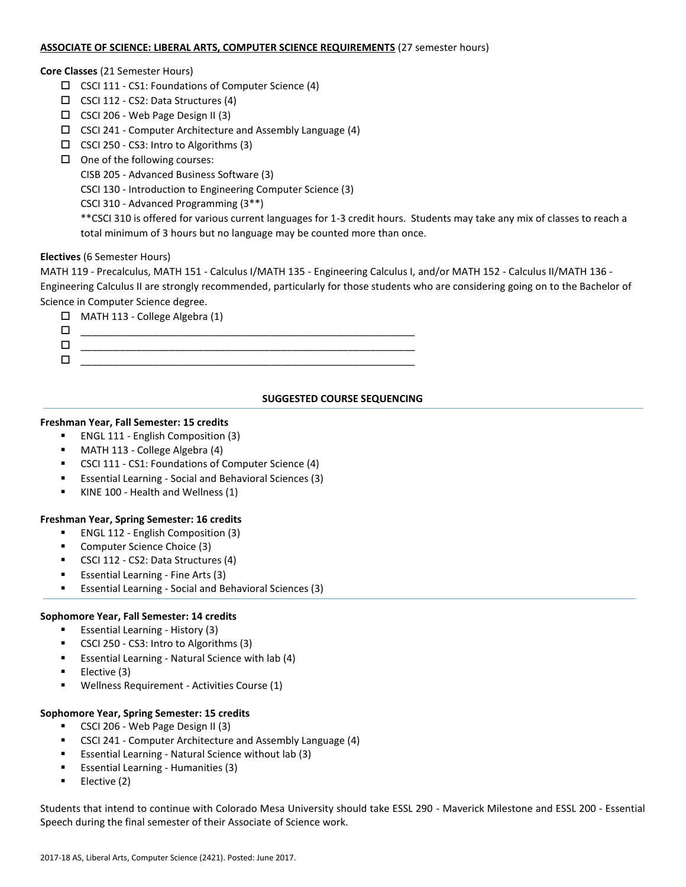**ASSOCIATE OF SCIENCE: LIBERAL ARTS, COMPUTER SCIENCE REQUIREMENTS** (27 semester hours)

**Core Classes** (21 Semester Hours)

- ☐ CSCI 111 - CS1: Foundations of Computer Science (4)
- ☐ CSCI 112 - CS2: Data Structures (4)
- ☐ CSCI 206 - Web Page Design II (3)
- ☐ CSCI 241 - Computer Architecture and Assembly Language (4)
- ☐ CSCI 250 - CS3: Intro to Algorithms (3)
- ☐ One of the following courses:
  CISB 205 - Advanced Business Software (3)
  CSCI 130 - Introduction to Engineering Computer Science (3)
  CSCI 310 - Advanced Programming (3**)
  **CSCI 310 is offered for various current languages for 1-3 credit hours. Students may take any mix of classes to reach a total minimum of 3 hours but no language may be counted more than once.

**Electives** (6 Semester Hours)

MATH 119 - Precalculus, MATH 151 - Calculus I/MATH 135 - Engineering Calculus I, and/or MATH 152 - Calculus II/MATH 136 - Engineering Calculus II are strongly recommended, particularly for those students who are considering going on to the Bachelor of Science in Computer Science degree.

- ☐ MATH 113 - College Algebra (1)
- ☐ ____________________________________________
- ☐ ____________________________________________
- ☐ ____________________________________________

## SUGGESTED COURSE SEQUENCING

**Freshman Year, Fall Semester: 15 credits**

- ENGL 111 - English Composition (3)
- MATH 113 - College Algebra (4)
- CSCI 111 - CS1: Foundations of Computer Science (4)
- Essential Learning - Social and Behavioral Sciences (3)
- KINE 100 - Health and Wellness (1)

**Freshman Year, Spring Semester: 16 credits**

- ENGL 112 - English Composition (3)
- Computer Science Choice (3)
- CSCI 112 - CS2: Data Structures (4)
- Essential Learning - Fine Arts (3)
- Essential Learning - Social and Behavioral Sciences (3)

**Sophomore Year, Fall Semester: 14 credits**

- Essential Learning - History (3)
- CSCI 250 - CS3: Intro to Algorithms (3)
- Essential Learning - Natural Science with lab (4)
- Elective (3)
- Wellness Requirement - Activities Course (1)

**Sophomore Year, Spring Semester: 15 credits**

- CSCI 206 - Web Page Design II (3)
- CSCI 241 - Computer Architecture and Assembly Language (4)
- Essential Learning - Natural Science without lab (3)
- Essential Learning - Humanities (3)
- Elective (2)

Students that intend to continue with Colorado Mesa University should take ESSL 290 - Maverick Milestone and ESSL 200 - Essential Speech during the final semester of their Associate of Science work.